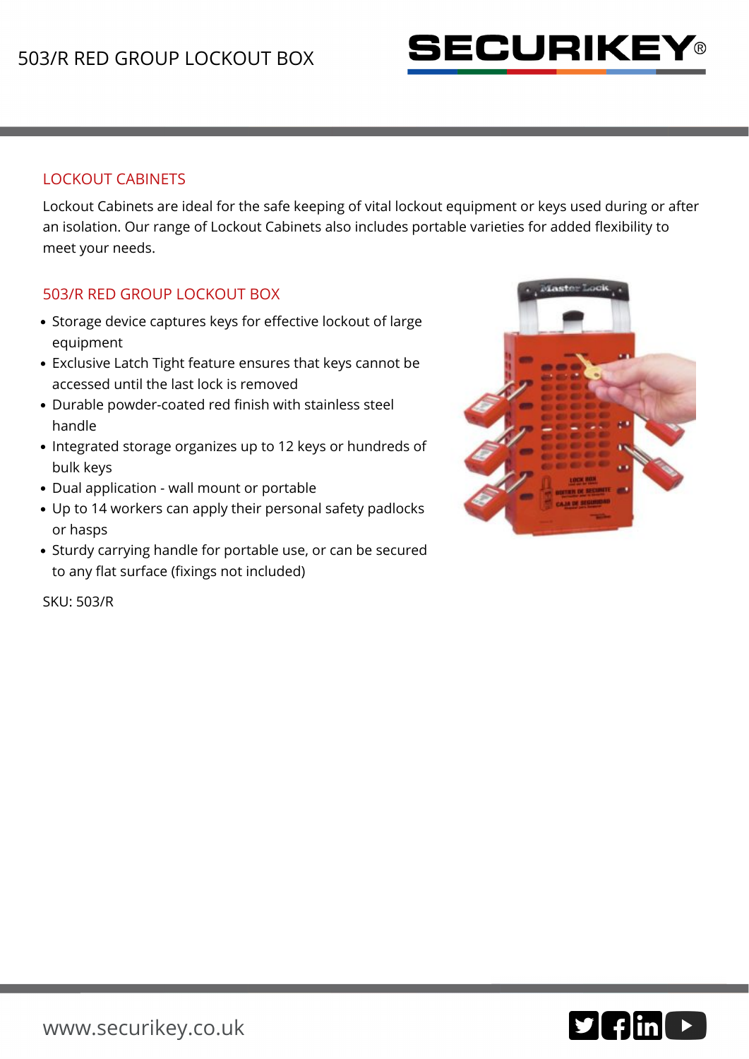# 503/R RED GROUP LOCKOUT BOX

## LOCKOUT CABINETS

Lockout Cabinets are ideal for the safe keeping of vital lockout equipment or keys used during or after an isolation. Our range of Lockout Cabinets also includes portable varieties for added flexibility to meet your needs.

## 503/R RED GROUP LOCKOUT BOX

- Storage device captures keys for effective lockout of large equipment
- Exclusive Latch Tight feature ensures that keys cannot be accessed until the last lock is removed
- Durable powder-coated red finish with stainless steel handle
- Integrated storage organizes up to 12 keys or hundreds of bulk keys
- Dual application - wall mount or portable
- Up to 14 workers can apply their personal safety padlocks or hasps
- Sturdy carrying handle for portable use, or can be secured to any flat surface (fixings not included)

SKU: 503/R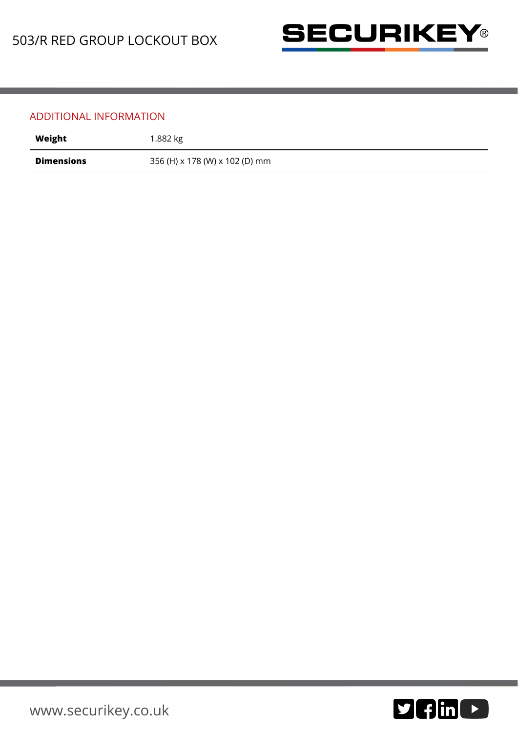## ADDITIONAL INFORMATION

| | |
|---|---|
| **Weight** | 1.882 kg |
| **Dimensions** | 356 (H) x 178 (W) x 102 (D) mm |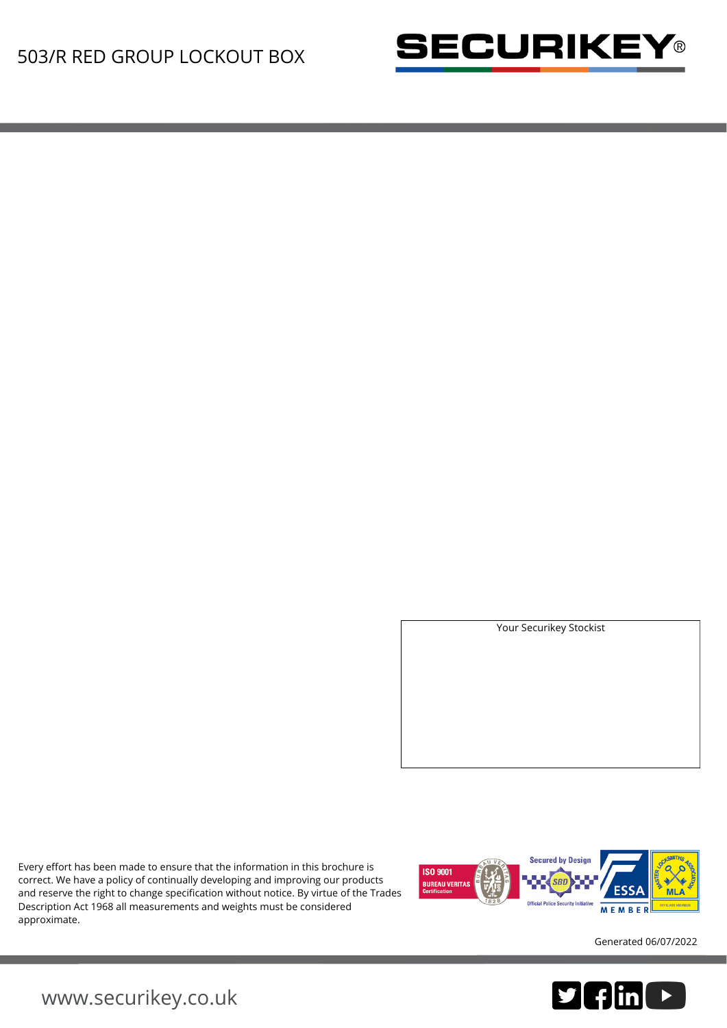Your Securikey Stockist

Every effort has been made to ensure that the information in this brochure is correct. We have a policy of continually developing and improving our products and reserve the right to change specification without notice. By virtue of the Trades Description Act 1968 all measurements and weights must be considered approximate.

Generated 06/07/2022

www.securikey.co.uk